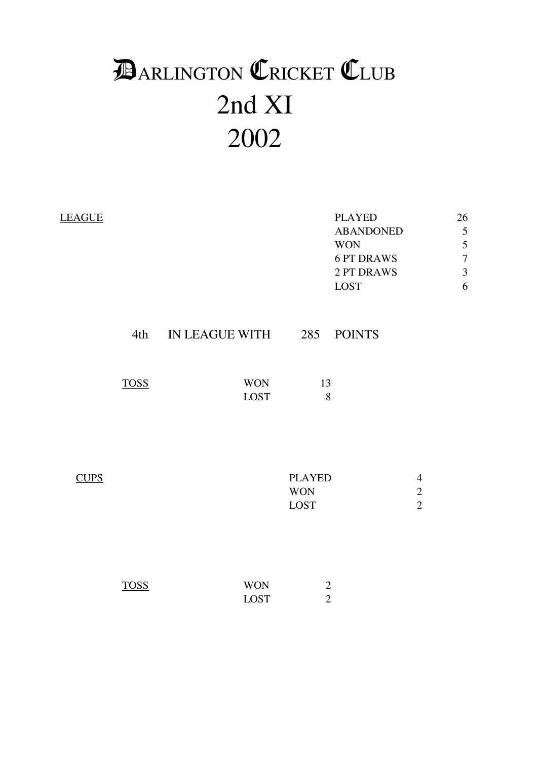# DARLINGTON CRICKET CLUB
# 2nd XI
# 2002

**LEAGUE**

| | |
|---|---|
| PLAYED | 26 |
| ABANDONED | 5 |
| WON | 5 |
| 6 PT DRAWS | 7 |
| 2 PT DRAWS | 3 |
| LOST | 6 |

4th IN LEAGUE WITH 285 POINTS

**TOSS**

| | |
|---|---|
| WON | 13 |
| LOST | 8 |

**CUPS**

| | |
|---|---|
| PLAYED | 4 |
| WON | 2 |
| LOST | 2 |

**TOSS**

| | |
|---|---|
| WON | 2 |
| LOST | 2 |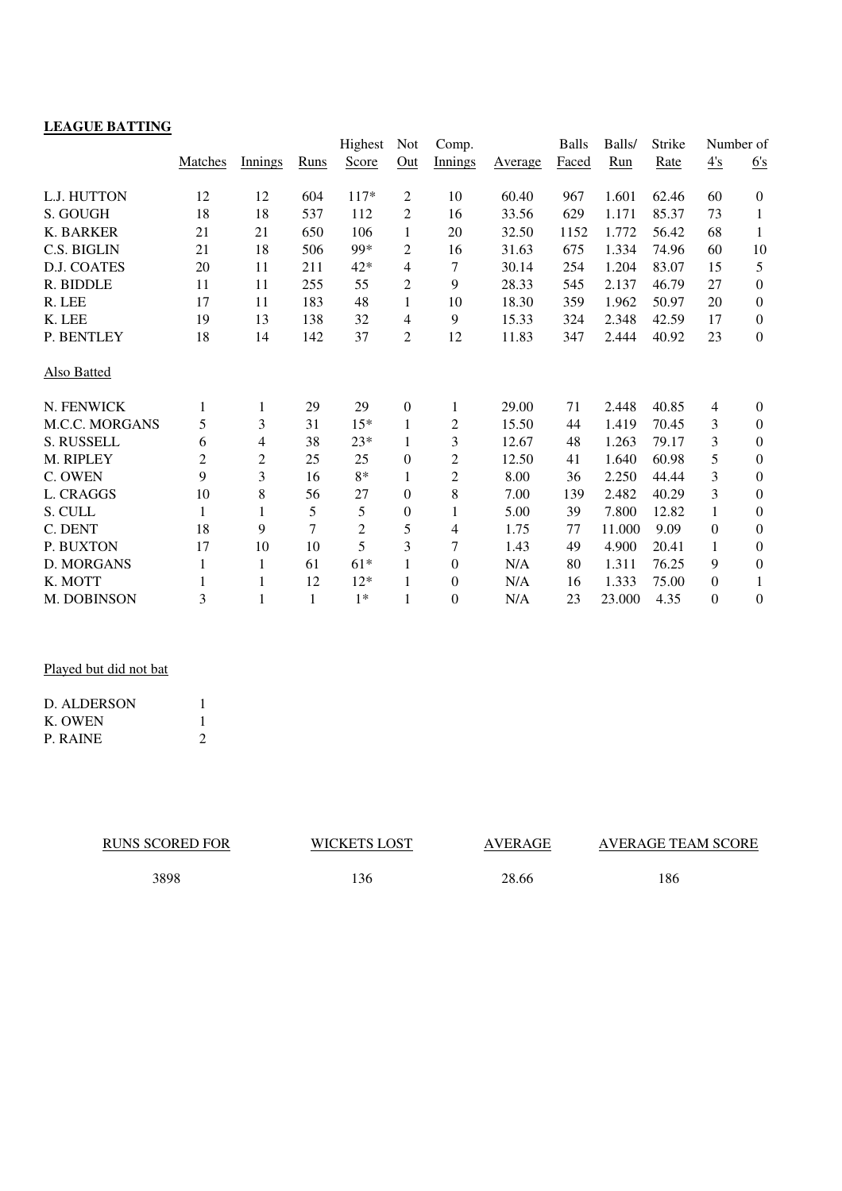**LEAGUE BATTING**

| | Matches | Innings | Runs | Highest Score | Not Out | Comp. Innings | Average | Balls Faced | Balls/ Run | Strike Rate | Number of 4's | Number of 6's |
|---|---|---|---|---|---|---|---|---|---|---|---|---|
| L.J. HUTTON | 12 | 12 | 604 | 117* | 2 | 10 | 60.40 | 967 | 1.601 | 62.46 | 60 | 0 |
| S. GOUGH | 18 | 18 | 537 | 112 | 2 | 16 | 33.56 | 629 | 1.171 | 85.37 | 73 | 1 |
| K. BARKER | 21 | 21 | 650 | 106 | 1 | 20 | 32.50 | 1152 | 1.772 | 56.42 | 68 | 1 |
| C.S. BIGLIN | 21 | 18 | 506 | 99* | 2 | 16 | 31.63 | 675 | 1.334 | 74.96 | 60 | 10 |
| D.J. COATES | 20 | 11 | 211 | 42* | 4 | 7 | 30.14 | 254 | 1.204 | 83.07 | 15 | 5 |
| R. BIDDLE | 11 | 11 | 255 | 55 | 2 | 9 | 28.33 | 545 | 2.137 | 46.79 | 27 | 0 |
| R. LEE | 17 | 11 | 183 | 48 | 1 | 10 | 18.30 | 359 | 1.962 | 50.97 | 20 | 0 |
| K. LEE | 19 | 13 | 138 | 32 | 4 | 9 | 15.33 | 324 | 2.348 | 42.59 | 17 | 0 |
| P. BENTLEY | 18 | 14 | 142 | 37 | 2 | 12 | 11.83 | 347 | 2.444 | 40.92 | 23 | 0 |
| Also Batted | | | | | | | | | | | | |
| N. FENWICK | 1 | 1 | 29 | 29 | 0 | 1 | 29.00 | 71 | 2.448 | 40.85 | 4 | 0 |
| M.C.C. MORGANS | 5 | 3 | 31 | 15* | 1 | 2 | 15.50 | 44 | 1.419 | 70.45 | 3 | 0 |
| S. RUSSELL | 6 | 4 | 38 | 23* | 1 | 3 | 12.67 | 48 | 1.263 | 79.17 | 3 | 0 |
| M. RIPLEY | 2 | 2 | 25 | 25 | 0 | 2 | 12.50 | 41 | 1.640 | 60.98 | 5 | 0 |
| C. OWEN | 9 | 3 | 16 | 8* | 1 | 2 | 8.00 | 36 | 2.250 | 44.44 | 3 | 0 |
| L. CRAGGS | 10 | 8 | 56 | 27 | 0 | 8 | 7.00 | 139 | 2.482 | 40.29 | 3 | 0 |
| S. CULL | 1 | 1 | 5 | 5 | 0 | 1 | 5.00 | 39 | 7.800 | 12.82 | 1 | 0 |
| C. DENT | 18 | 9 | 7 | 2 | 5 | 4 | 1.75 | 77 | 11.000 | 9.09 | 0 | 0 |
| P. BUXTON | 17 | 10 | 10 | 5 | 3 | 7 | 1.43 | 49 | 4.900 | 20.41 | 1 | 0 |
| D. MORGANS | 1 | 1 | 61 | 61* | 1 | 0 | N/A | 80 | 1.311 | 76.25 | 9 | 0 |
| K. MOTT | 1 | 1 | 12 | 12* | 1 | 0 | N/A | 16 | 1.333 | 75.00 | 0 | 1 |
| M. DOBINSON | 3 | 1 | 1 | 1* | 1 | 0 | N/A | 23 | 23.000 | 4.35 | 0 | 0 |

Played but did not bat

| | |
|---|---|
| D. ALDERSON | 1 |
| K. OWEN | 1 |
| P. RAINE | 2 |

| RUNS SCORED FOR | WICKETS LOST | AVERAGE | AVERAGE TEAM SCORE |
|---|---|---|---|
| 3898 | 136 | 28.66 | 186 |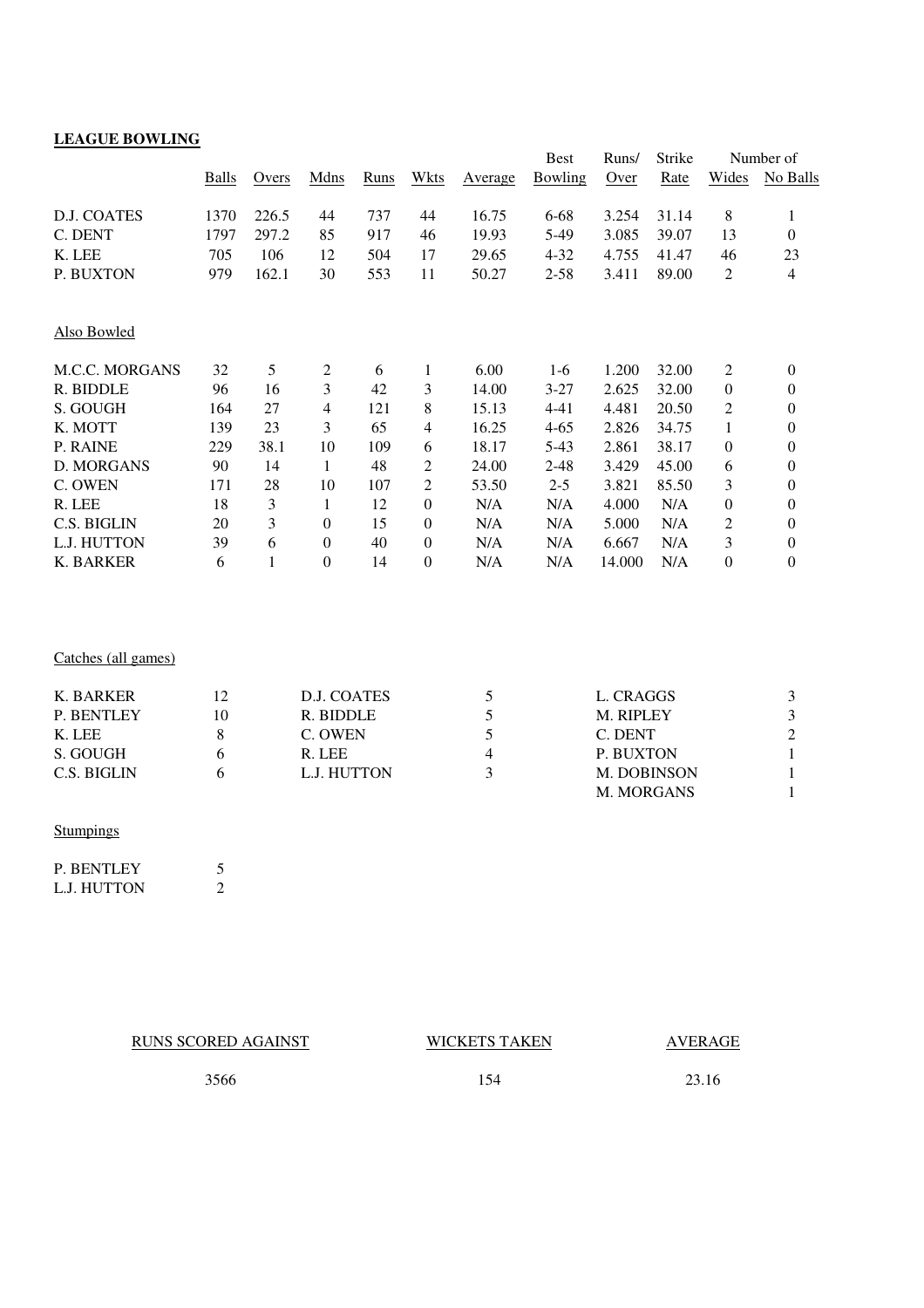**LEAGUE BOWLING**

| | Balls | Overs | Mdns | Runs | Wkts | Average | Best Bowling | Runs/ Over | Strike Rate | Number of Wides | Number of No Balls |
|---|---|---|---|---|---|---|---|---|---|---|---|
| D.J. COATES | 1370 | 226.5 | 44 | 737 | 44 | 16.75 | 6-68 | 3.254 | 31.14 | 8 | 1 |
| C. DENT | 1797 | 297.2 | 85 | 917 | 46 | 19.93 | 5-49 | 3.085 | 39.07 | 13 | 0 |
| K. LEE | 705 | 106 | 12 | 504 | 17 | 29.65 | 4-32 | 4.755 | 41.47 | 46 | 23 |
| P. BUXTON | 979 | 162.1 | 30 | 553 | 11 | 50.27 | 2-58 | 3.411 | 89.00 | 2 | 4 |

Also Bowled

| | Balls | Overs | Mdns | Runs | Wkts | Average | Best Bowling | Runs/ Over | Strike Rate | Number of Wides | Number of No Balls |
|---|---|---|---|---|---|---|---|---|---|---|---|
| M.C.C. MORGANS | 32 | 5 | 2 | 6 | 1 | 6.00 | 1-6 | 1.200 | 32.00 | 2 | 0 |
| R. BIDDLE | 96 | 16 | 3 | 42 | 3 | 14.00 | 3-27 | 2.625 | 32.00 | 0 | 0 |
| S. GOUGH | 164 | 27 | 4 | 121 | 8 | 15.13 | 4-41 | 4.481 | 20.50 | 2 | 0 |
| K. MOTT | 139 | 23 | 3 | 65 | 4 | 16.25 | 4-65 | 2.826 | 34.75 | 1 | 0 |
| P. RAINE | 229 | 38.1 | 10 | 109 | 6 | 18.17 | 5-43 | 2.861 | 38.17 | 0 | 0 |
| D. MORGANS | 90 | 14 | 1 | 48 | 2 | 24.00 | 2-48 | 3.429 | 45.00 | 6 | 0 |
| C. OWEN | 171 | 28 | 10 | 107 | 2 | 53.50 | 2-5 | 3.821 | 85.50 | 3 | 0 |
| R. LEE | 18 | 3 | 1 | 12 | 0 | N/A | N/A | 4.000 | N/A | 0 | 0 |
| C.S. BIGLIN | 20 | 3 | 0 | 15 | 0 | N/A | N/A | 5.000 | N/A | 2 | 0 |
| L.J. HUTTON | 39 | 6 | 0 | 40 | 0 | N/A | N/A | 6.667 | N/A | 3 | 0 |
| K. BARKER | 6 | 1 | 0 | 14 | 0 | N/A | N/A | 14.000 | N/A | 0 | 0 |

Catches (all games)

| | | | | | |
|---|---|---|---|---|---|
| K. BARKER | 12 | D.J. COATES | 5 | L. CRAGGS | 3 |
| P. BENTLEY | 10 | R. BIDDLE | 5 | M. RIPLEY | 3 |
| K. LEE | 8 | C. OWEN | 5 | C. DENT | 2 |
| S. GOUGH | 6 | R. LEE | 4 | P. BUXTON | 1 |
| C.S. BIGLIN | 6 | L.J. HUTTON | 3 | M. DOBINSON | 1 |
| | | | | M. MORGANS | 1 |

Stumpings

| | |
|---|---|
| P. BENTLEY | 5 |
| L.J. HUTTON | 2 |

| RUNS SCORED AGAINST | WICKETS TAKEN | AVERAGE |
|---|---|---|
| 3566 | 154 | 23.16 |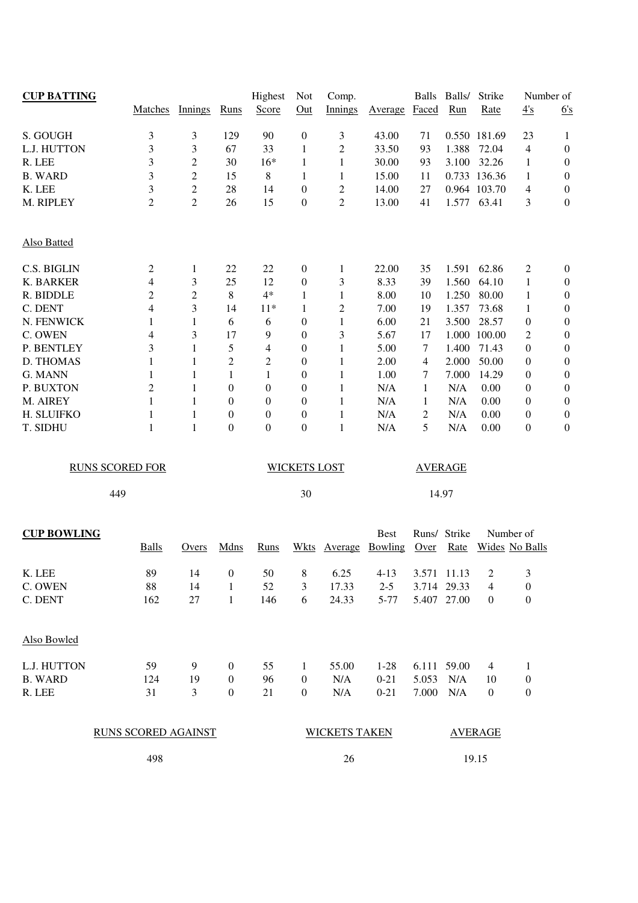## CUP BATTING

| | Matches | Innings | Runs | Highest Score | Not Out | Comp. Innings | Average | Balls Faced | Balls/ Run | Strike Rate | Number of 4's | 6's |
|---|---|---|---|---|---|---|---|---|---|---|---|---|
| S. GOUGH | 3 | 3 | 129 | 90 | 0 | 3 | 43.00 | 71 | 0.550 | 181.69 | 23 | 1 |
| L.J. HUTTON | 3 | 3 | 67 | 33 | 1 | 2 | 33.50 | 93 | 1.388 | 72.04 | 4 | 0 |
| R. LEE | 3 | 2 | 30 | 16* | 1 | 1 | 30.00 | 93 | 3.100 | 32.26 | 1 | 0 |
| B. WARD | 3 | 2 | 15 | 8 | 1 | 1 | 15.00 | 11 | 0.733 | 136.36 | 1 | 0 |
| K. LEE | 3 | 2 | 28 | 14 | 0 | 2 | 14.00 | 27 | 0.964 | 103.70 | 4 | 0 |
| M. RIPLEY | 2 | 2 | 26 | 15 | 0 | 2 | 13.00 | 41 | 1.577 | 63.41 | 3 | 0 |

Also Batted

| | Matches | Innings | Runs | Highest Score | Not Out | Comp. Innings | Average | Balls Faced | Balls/ Run | Strike Rate | 4's | 6's |
|---|---|---|---|---|---|---|---|---|---|---|---|---|
| C.S. BIGLIN | 2 | 1 | 22 | 22 | 0 | 1 | 22.00 | 35 | 1.591 | 62.86 | 2 | 0 |
| K. BARKER | 4 | 3 | 25 | 12 | 0 | 3 | 8.33 | 39 | 1.560 | 64.10 | 1 | 0 |
| R. BIDDLE | 2 | 2 | 8 | 4* | 1 | 1 | 8.00 | 10 | 1.250 | 80.00 | 1 | 0 |
| C. DENT | 4 | 3 | 14 | 11* | 1 | 2 | 7.00 | 19 | 1.357 | 73.68 | 1 | 0 |
| N. FENWICK | 1 | 1 | 6 | 6 | 0 | 1 | 6.00 | 21 | 3.500 | 28.57 | 0 | 0 |
| C. OWEN | 4 | 3 | 17 | 9 | 0 | 3 | 5.67 | 17 | 1.000 | 100.00 | 2 | 0 |
| P. BENTLEY | 3 | 1 | 5 | 4 | 0 | 1 | 5.00 | 7 | 1.400 | 71.43 | 0 | 0 |
| D. THOMAS | 1 | 1 | 2 | 2 | 0 | 1 | 2.00 | 4 | 2.000 | 50.00 | 0 | 0 |
| G. MANN | 1 | 1 | 1 | 1 | 0 | 1 | 1.00 | 7 | 7.000 | 14.29 | 0 | 0 |
| P. BUXTON | 2 | 1 | 0 | 0 | 0 | 1 | N/A | 1 | N/A | 0.00 | 0 | 0 |
| M. AIREY | 1 | 1 | 0 | 0 | 0 | 1 | N/A | 1 | N/A | 0.00 | 0 | 0 |
| H. SLUIFKO | 1 | 1 | 0 | 0 | 0 | 1 | N/A | 2 | N/A | 0.00 | 0 | 0 |
| T. SIDHU | 1 | 1 | 0 | 0 | 0 | 1 | N/A | 5 | N/A | 0.00 | 0 | 0 |

| RUNS SCORED FOR | WICKETS LOST | AVERAGE |
|---|---|---|
| 449 | 30 | 14.97 |

## CUP BOWLING

| | Balls | Overs | Mdns | Runs | Wkts | Average | Best Bowling | Runs/ Over | Strike Rate | Number of Wides | No Balls |
|---|---|---|---|---|---|---|---|---|---|---|---|
| K. LEE | 89 | 14 | 0 | 50 | 8 | 6.25 | 4-13 | 3.571 | 11.13 | 2 | 3 |
| C. OWEN | 88 | 14 | 1 | 52 | 3 | 17.33 | 2-5 | 3.714 | 29.33 | 4 | 0 |
| C. DENT | 162 | 27 | 1 | 146 | 6 | 24.33 | 5-77 | 5.407 | 27.00 | 0 | 0 |

Also Bowled

| | Balls | Overs | Mdns | Runs | Wkts | Average | Best Bowling | Runs/ Over | Strike Rate | Wides | No Balls |
|---|---|---|---|---|---|---|---|---|---|---|---|
| L.J. HUTTON | 59 | 9 | 0 | 55 | 1 | 55.00 | 1-28 | 6.111 | 59.00 | 4 | 1 |
| B. WARD | 124 | 19 | 0 | 96 | 0 | N/A | 0-21 | 5.053 | N/A | 10 | 0 |
| R. LEE | 31 | 3 | 0 | 21 | 0 | N/A | 0-21 | 7.000 | N/A | 0 | 0 |

| RUNS SCORED AGAINST | WICKETS TAKEN | AVERAGE |
|---|---|---|
| 498 | 26 | 19.15 |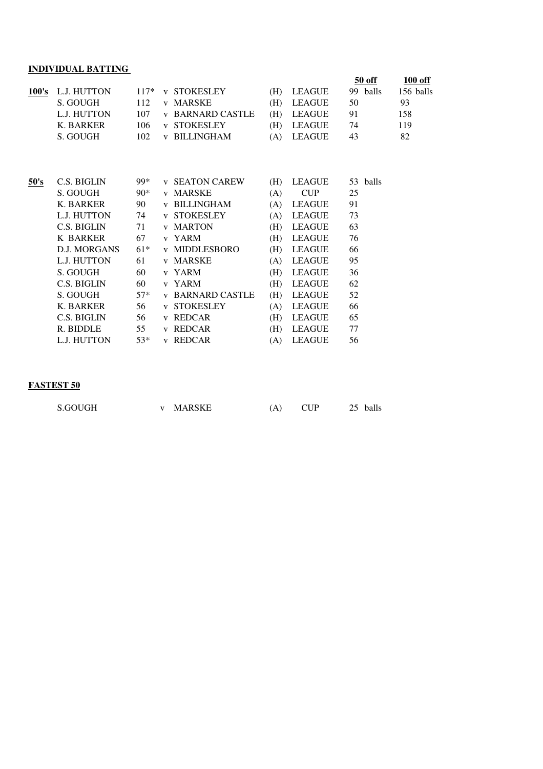**INDIVIDUAL BATTING**

| | | | | | | 50 off | 100 off |
|---|---|---|---|---|---|---|---|
| **100's** | L.J. HUTTON | 117* | v STOKESLEY | (H) | LEAGUE | 99 balls | 156 balls |
| | S. GOUGH | 112 | v MARSKE | (H) | LEAGUE | 50 | 93 |
| | L.J. HUTTON | 107 | v BARNARD CASTLE | (H) | LEAGUE | 91 | 158 |
| | K. BARKER | 106 | v STOKESLEY | (H) | LEAGUE | 74 | 119 |
| | S. GOUGH | 102 | v BILLINGHAM | (A) | LEAGUE | 43 | 82 |

| | | | | | | |
|---|---|---|---|---|---|---|
| **50's** | C.S. BIGLIN | 99* | v SEATON CAREW | (H) | LEAGUE | 53 balls |
| | S. GOUGH | 90* | v MARSKE | (A) | CUP | 25 |
| | K. BARKER | 90 | v BILLINGHAM | (A) | LEAGUE | 91 |
| | L.J. HUTTON | 74 | v STOKESLEY | (A) | LEAGUE | 73 |
| | C.S. BIGLIN | 71 | v MARTON | (H) | LEAGUE | 63 |
| | K BARKER | 67 | v YARM | (H) | LEAGUE | 76 |
| | D.J. MORGANS | 61* | v MIDDLESBORO | (H) | LEAGUE | 66 |
| | L.J. HUTTON | 61 | v MARSKE | (A) | LEAGUE | 95 |
| | S. GOUGH | 60 | v YARM | (H) | LEAGUE | 36 |
| | C.S. BIGLIN | 60 | v YARM | (H) | LEAGUE | 62 |
| | S. GOUGH | 57* | v BARNARD CASTLE | (H) | LEAGUE | 52 |
| | K. BARKER | 56 | v STOKESLEY | (A) | LEAGUE | 66 |
| | C.S. BIGLIN | 56 | v REDCAR | (H) | LEAGUE | 65 |
| | R. BIDDLE | 55 | v REDCAR | (H) | LEAGUE | 77 |
| | L.J. HUTTON | 53* | v REDCAR | (A) | LEAGUE | 56 |

**FASTEST 50**

| | | | | |
|---|---|---|---|---|
| S.GOUGH | v MARSKE | (A) | CUP | 25 balls |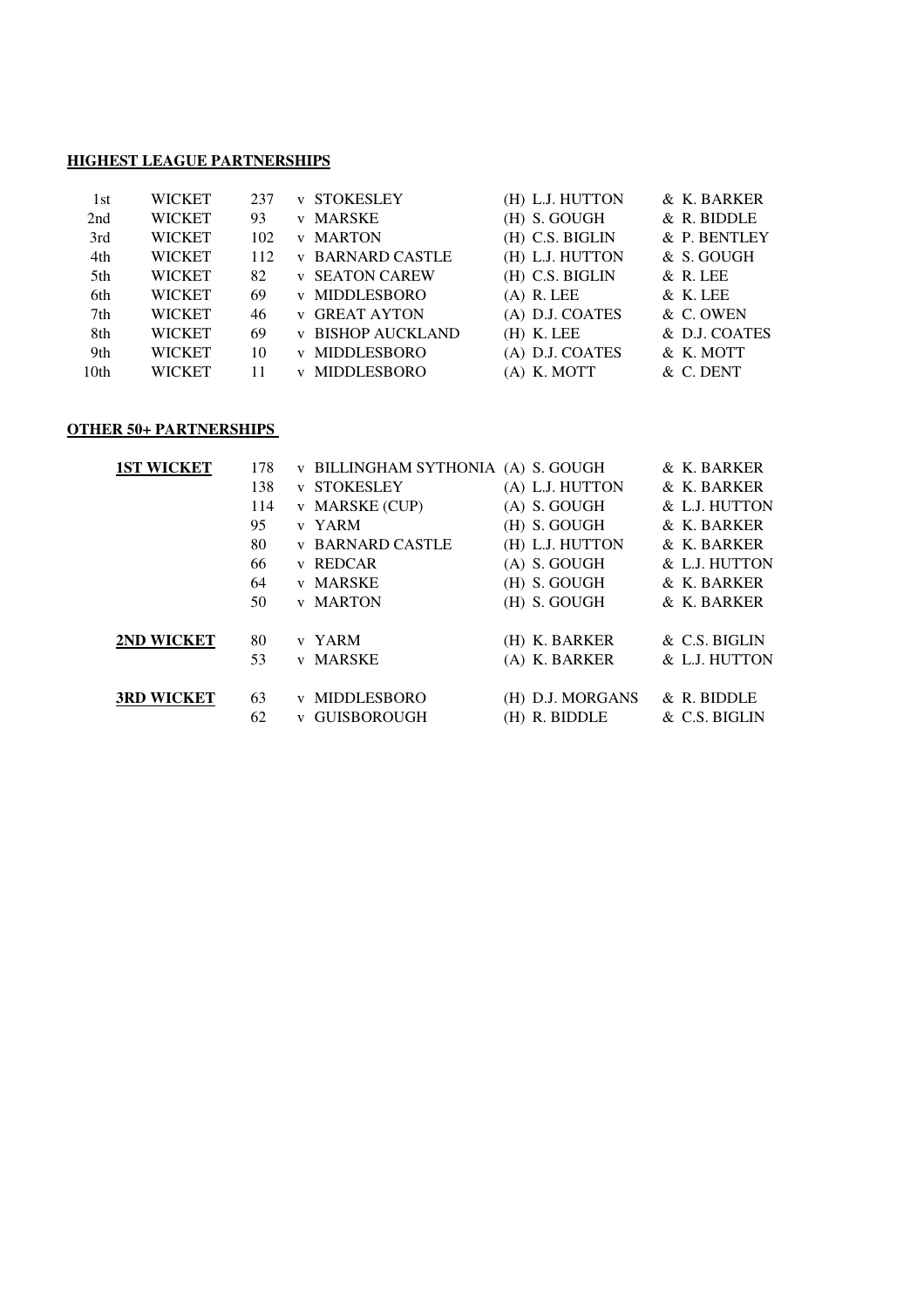**HIGHEST LEAGUE PARTNERSHIPS**

| | | | | | |
|---|---|---|---|---|---|
| 1st | WICKET | 237 | v STOKESLEY | (H) L.J. HUTTON | & K. BARKER |
| 2nd | WICKET | 93 | v MARSKE | (H) S. GOUGH | & R. BIDDLE |
| 3rd | WICKET | 102 | v MARTON | (H) C.S. BIGLIN | & P. BENTLEY |
| 4th | WICKET | 112 | v BARNARD CASTLE | (H) L.J. HUTTON | & S. GOUGH |
| 5th | WICKET | 82 | v SEATON CAREW | (H) C.S. BIGLIN | & R. LEE |
| 6th | WICKET | 69 | v MIDDLESBORO | (A) R. LEE | & K. LEE |
| 7th | WICKET | 46 | v GREAT AYTON | (A) D.J. COATES | & C. OWEN |
| 8th | WICKET | 69 | v BISHOP AUCKLAND | (H) K. LEE | & D.J. COATES |
| 9th | WICKET | 10 | v MIDDLESBORO | (A) D.J. COATES | & K. MOTT |
| 10th | WICKET | 11 | v MIDDLESBORO | (A) K. MOTT | & C. DENT |

**OTHER 50+ PARTNERSHIPS**

| | | | | |
|---|---|---|---|---|
| **1ST WICKET** | 178 | v BILLINGHAM SYTHONIA | (A) S. GOUGH | & K. BARKER |
| | 138 | v STOKESLEY | (A) L.J. HUTTON | & K. BARKER |
| | 114 | v MARSKE (CUP) | (A) S. GOUGH | & L.J. HUTTON |
| | 95 | v YARM | (H) S. GOUGH | & K. BARKER |
| | 80 | v BARNARD CASTLE | (H) L.J. HUTTON | & K. BARKER |
| | 66 | v REDCAR | (A) S. GOUGH | & L.J. HUTTON |
| | 64 | v MARSKE | (H) S. GOUGH | & K. BARKER |
| | 50 | v MARTON | (H) S. GOUGH | & K. BARKER |
| **2ND WICKET** | 80 | v YARM | (H) K. BARKER | & C.S. BIGLIN |
| | 53 | v MARSKE | (A) K. BARKER | & L.J. HUTTON |
| **3RD WICKET** | 63 | v MIDDLESBORO | (H) D.J. MORGANS | & R. BIDDLE |
| | 62 | v GUISBOROUGH | (H) R. BIDDLE | & C.S. BIGLIN |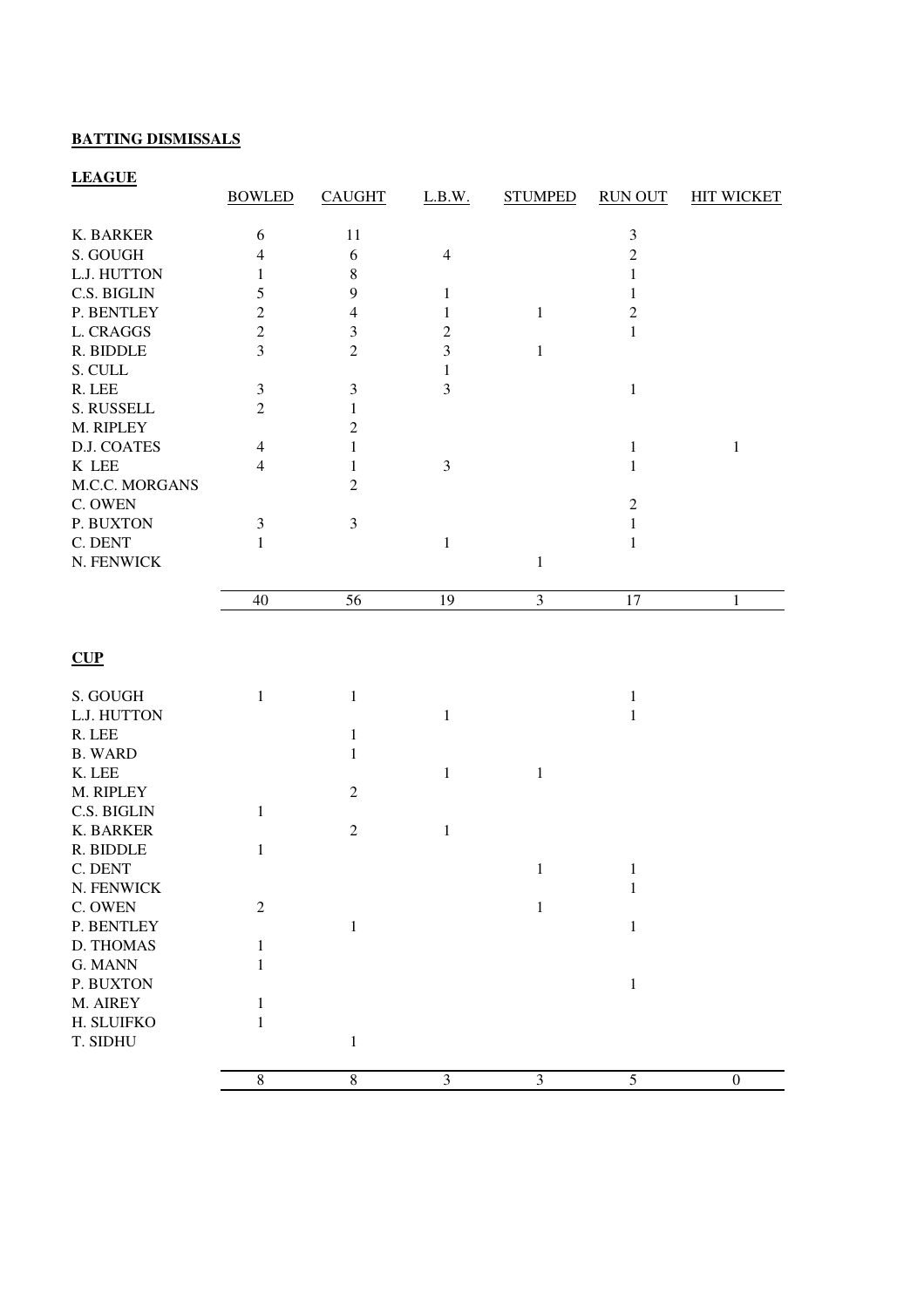**BATTING DISMISSALS**

**LEAGUE**

| | BOWLED | CAUGHT | L.B.W. | STUMPED | RUN OUT | HIT WICKET |
|---|---|---|---|---|---|---|
| K. BARKER | 6 | 11 | | | 3 | |
| S. GOUGH | 4 | 6 | 4 | | 2 | |
| L.J. HUTTON | 1 | 8 | | | 1 | |
| C.S. BIGLIN | 5 | 9 | 1 | | 1 | |
| P. BENTLEY | 2 | 4 | 1 | 1 | 2 | |
| L. CRAGGS | 2 | 3 | 2 | | 1 | |
| R. BIDDLE | 3 | 2 | 3 | 1 | | |
| S. CULL | | | 1 | | | |
| R. LEE | 3 | 3 | 3 | | 1 | |
| S. RUSSELL | 2 | 1 | | | | |
| M. RIPLEY | | 2 | | | | |
| D.J. COATES | 4 | 1 | | | 1 | 1 |
| K LEE | 4 | 1 | 3 | | 1 | |
| M.C.C. MORGANS | | 2 | | | | |
| C. OWEN | | | | | 2 | |
| P. BUXTON | 3 | 3 | | | 1 | |
| C. DENT | 1 | | 1 | | 1 | |
| N. FENWICK | | | | 1 | | |
| | 40 | 56 | 19 | 3 | 17 | 1 |

**CUP**

| | BOWLED | CAUGHT | L.B.W. | STUMPED | RUN OUT | HIT WICKET |
|---|---|---|---|---|---|---|
| S. GOUGH | 1 | 1 | | | 1 | |
| L.J. HUTTON | | | 1 | | 1 | |
| R. LEE | | 1 | | | | |
| B. WARD | | 1 | | | | |
| K. LEE | | | 1 | 1 | | |
| M. RIPLEY | | 2 | | | | |
| C.S. BIGLIN | 1 | | | | | |
| K. BARKER | | 2 | 1 | | | |
| R. BIDDLE | 1 | | | | | |
| C. DENT | | | | 1 | 1 | |
| N. FENWICK | | | | | 1 | |
| C. OWEN | 2 | | | 1 | | |
| P. BENTLEY | | 1 | | | 1 | |
| D. THOMAS | 1 | | | | | |
| G. MANN | 1 | | | | | |
| P. BUXTON | | | | | 1 | |
| M. AIREY | 1 | | | | | |
| H. SLUIFKO | 1 | | | | | |
| T. SIDHU | | 1 | | | | |
| | 8 | 8 | 3 | 3 | 5 | 0 |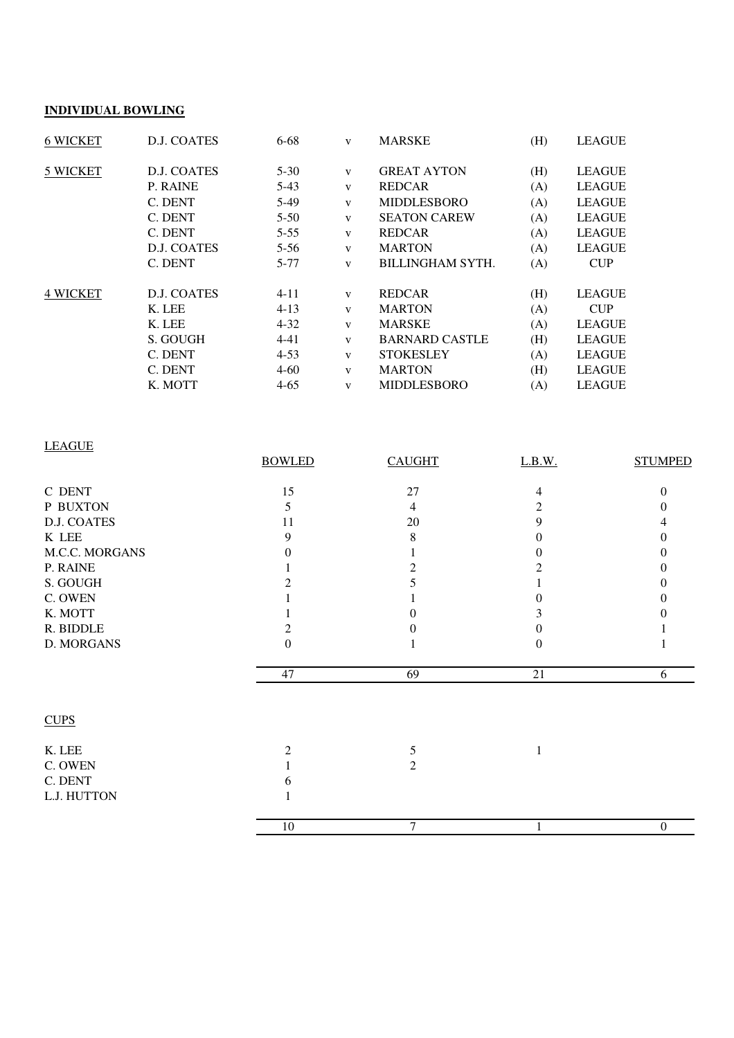**INDIVIDUAL BOWLING**

| | | | | | | |
|---|---|---|---|---|---|---|
| 6 WICKET | D.J. COATES | 6-68 | v | MARSKE | (H) | LEAGUE |
| 5 WICKET | D.J. COATES | 5-30 | v | GREAT AYTON | (H) | LEAGUE |
| | P. RAINE | 5-43 | v | REDCAR | (A) | LEAGUE |
| | C. DENT | 5-49 | v | MIDDLESBORO | (A) | LEAGUE |
| | C. DENT | 5-50 | v | SEATON CAREW | (A) | LEAGUE |
| | C. DENT | 5-55 | v | REDCAR | (A) | LEAGUE |
| | D.J. COATES | 5-56 | v | MARTON | (A) | LEAGUE |
| | C. DENT | 5-77 | v | BILLINGHAM SYTH. | (A) | CUP |
| 4 WICKET | D.J. COATES | 4-11 | v | REDCAR | (H) | LEAGUE |
| | K. LEE | 4-13 | v | MARTON | (A) | CUP |
| | K. LEE | 4-32 | v | MARSKE | (A) | LEAGUE |
| | S. GOUGH | 4-41 | v | BARNARD CASTLE | (H) | LEAGUE |
| | C. DENT | 4-53 | v | STOKESLEY | (A) | LEAGUE |
| | C. DENT | 4-60 | v | MARTON | (H) | LEAGUE |
| | K. MOTT | 4-65 | v | MIDDLESBORO | (A) | LEAGUE |

LEAGUE

| | BOWLED | CAUGHT | L.B.W. | STUMPED |
|---|---|---|---|---|
| C DENT | 15 | 27 | 4 | 0 |
| P BUXTON | 5 | 4 | 2 | 0 |
| D.J. COATES | 11 | 20 | 9 | 4 |
| K LEE | 9 | 8 | 0 | 0 |
| M.C.C. MORGANS | 0 | 1 | 0 | 0 |
| P. RAINE | 1 | 2 | 2 | 0 |
| S. GOUGH | 2 | 5 | 1 | 0 |
| C. OWEN | 1 | 1 | 0 | 0 |
| K. MOTT | 1 | 0 | 3 | 0 |
| R. BIDDLE | 2 | 0 | 0 | 1 |
| D. MORGANS | 0 | 1 | 0 | 1 |
| | 47 | 69 | 21 | 6 |

CUPS

| | BOWLED | CAUGHT | L.B.W. | STUMPED |
|---|---|---|---|---|
| K. LEE | 2 | 5 | 1 | |
| C. OWEN | 1 | 2 | | |
| C. DENT | 6 | | | |
| L.J. HUTTON | 1 | | | |
| | 10 | 7 | 1 | 0 |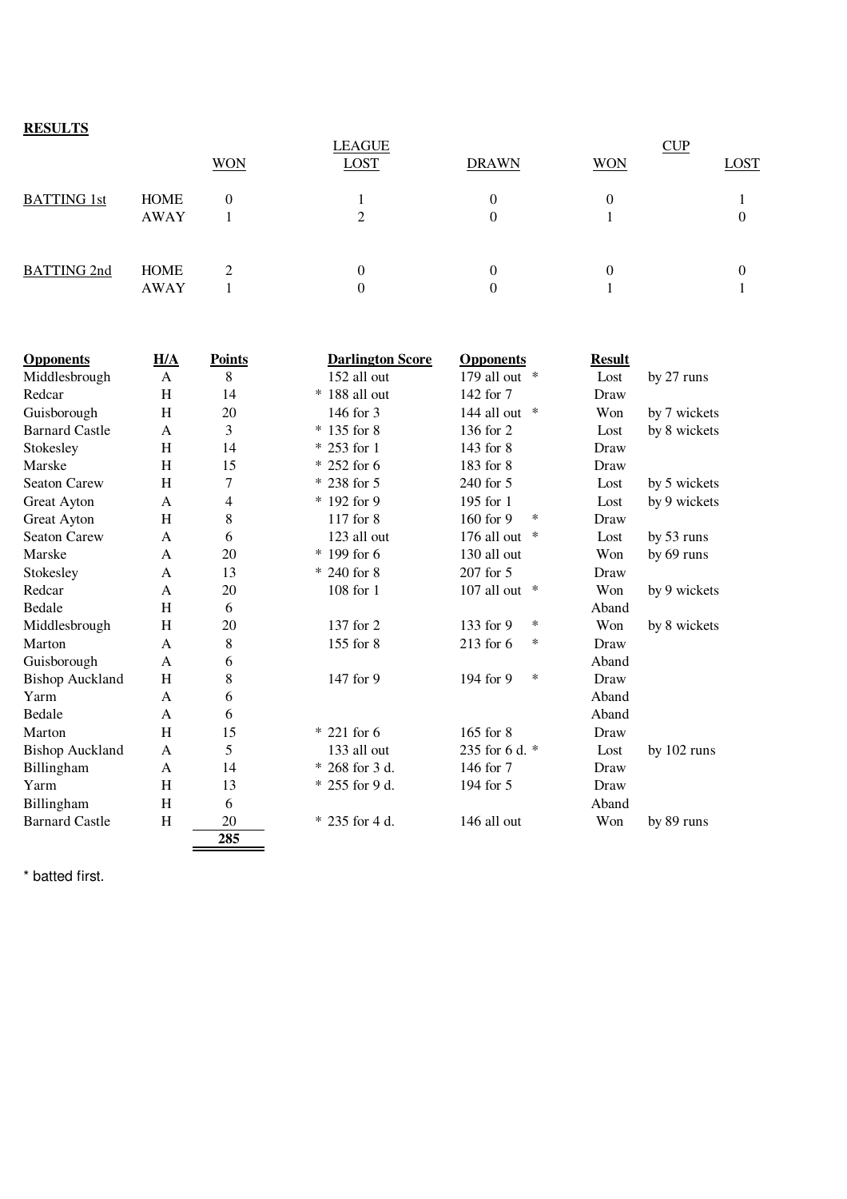**RESULTS**

| | | LEAGUE | | | CUP | |
|---|---|---|---|---|---|---|
| | | WON | LOST | DRAWN | WON | LOST |
| BATTING 1st | HOME | 0 | 1 | 0 | 0 | 1 |
| | AWAY | 1 | 2 | 0 | 1 | 0 |
| BATTING 2nd | HOME | 2 | 0 | 0 | 0 | 0 |
| | AWAY | 1 | 0 | 0 | 1 | 1 |

| Opponents | H/A | Points | Darlington Score | Opponents | Result | |
|---|---|---|---|---|---|---|
| Middlesbrough | A | 8 | 152 all out | 179 all out * | Lost | by 27 runs |
| Redcar | H | 14 | * 188 all out | 142 for 7 | Draw | |
| Guisborough | H | 20 | 146 for 3 | 144 all out * | Won | by 7 wickets |
| Barnard Castle | A | 3 | * 135 for 8 | 136 for 2 | Lost | by 8 wickets |
| Stokesley | H | 14 | * 253 for 1 | 143 for 8 | Draw | |
| Marske | H | 15 | * 252 for 6 | 183 for 8 | Draw | |
| Seaton Carew | H | 7 | * 238 for 5 | 240 for 5 | Lost | by 5 wickets |
| Great Ayton | A | 4 | * 192 for 9 | 195 for 1 | Lost | by 9 wickets |
| Great Ayton | H | 8 | 117 for 8 | 160 for 9 * | Draw | |
| Seaton Carew | A | 6 | 123 all out | 176 all out * | Lost | by 53 runs |
| Marske | A | 20 | * 199 for 6 | 130 all out | Won | by 69 runs |
| Stokesley | A | 13 | * 240 for 8 | 207 for 5 | Draw | |
| Redcar | A | 20 | 108 for 1 | 107 all out * | Won | by 9 wickets |
| Bedale | H | 6 | | | Aband | |
| Middlesbrough | H | 20 | 137 for 2 | 133 for 9 * | Won | by 8 wickets |
| Marton | A | 8 | 155 for 8 | 213 for 6 * | Draw | |
| Guisborough | A | 6 | | | Aband | |
| Bishop Auckland | H | 8 | 147 for 9 | 194 for 9 * | Draw | |
| Yarm | A | 6 | | | Aband | |
| Bedale | A | 6 | | | Aband | |
| Marton | H | 15 | * 221 for 6 | 165 for 8 | Draw | |
| Bishop Auckland | A | 5 | 133 all out | 235 for 6 d. * | Lost | by 102 runs |
| Billingham | A | 14 | * 268 for 3 d. | 146 for 7 | Draw | |
| Yarm | H | 13 | * 255 for 9 d. | 194 for 5 | Draw | |
| Billingham | H | 6 | | | Aband | |
| Barnard Castle | H | 20 | * 235 for 4 d. | 146 all out | Won | by 89 runs |
| | | **285** | | | | |

\* batted first.